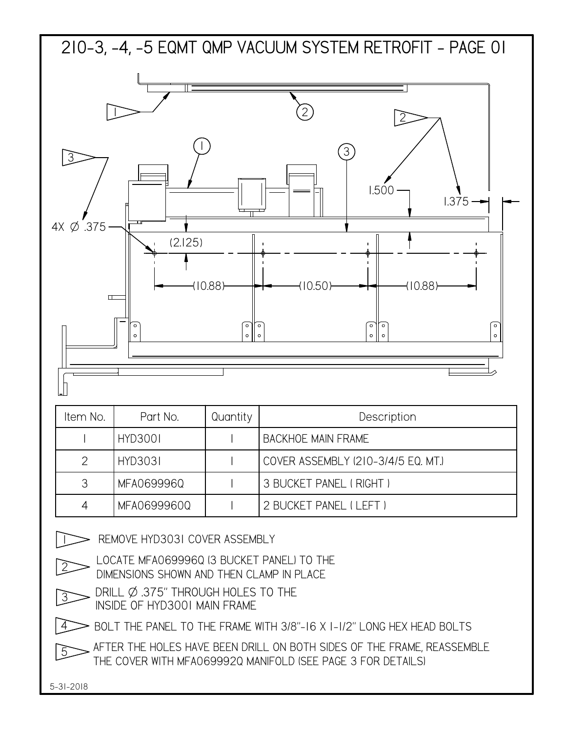# 210-3, -4, -5 EQMT QMP VACUUM SYSTEM RETROFIT - PAGE 01

| Item No. | Part No. | Quantity | Description |
|---|---|---|---|
| 1 | HYD3001 | 1 | BACKHOE MAIN FRAME |
| 2 | HYD3031 | 1 | COVER ASSEMBLY (210-3/4/5 EQ. MT.) |
| 3 | MFA069996Q | 1 | 3 BUCKET PANEL ( RIGHT ) |
| 4 | MFA0699960Q | 1 | 2 BUCKET PANEL ( LEFT ) |

1. REMOVE HYD3031 COVER ASSEMBLY
2. LOCATE MFA069996Q (3 BUCKET PANEL) TO THE DIMENSIONS SHOWN AND THEN CLAMP IN PLACE
3. DRILL Ø .375" THROUGH HOLES TO THE INSIDE OF HYD3001 MAIN FRAME
4. BOLT THE PANEL TO THE FRAME WITH 3/8"-16 X 1-1/2" LONG HEX HEAD BOLTS
5. AFTER THE HOLES HAVE BEEN DRILL ON BOTH SIDES OF THE FRAME, REASSEMBLE THE COVER WITH MFA069992Q MANIFOLD (SEE PAGE 3 FOR DETAILS)

5-31-2018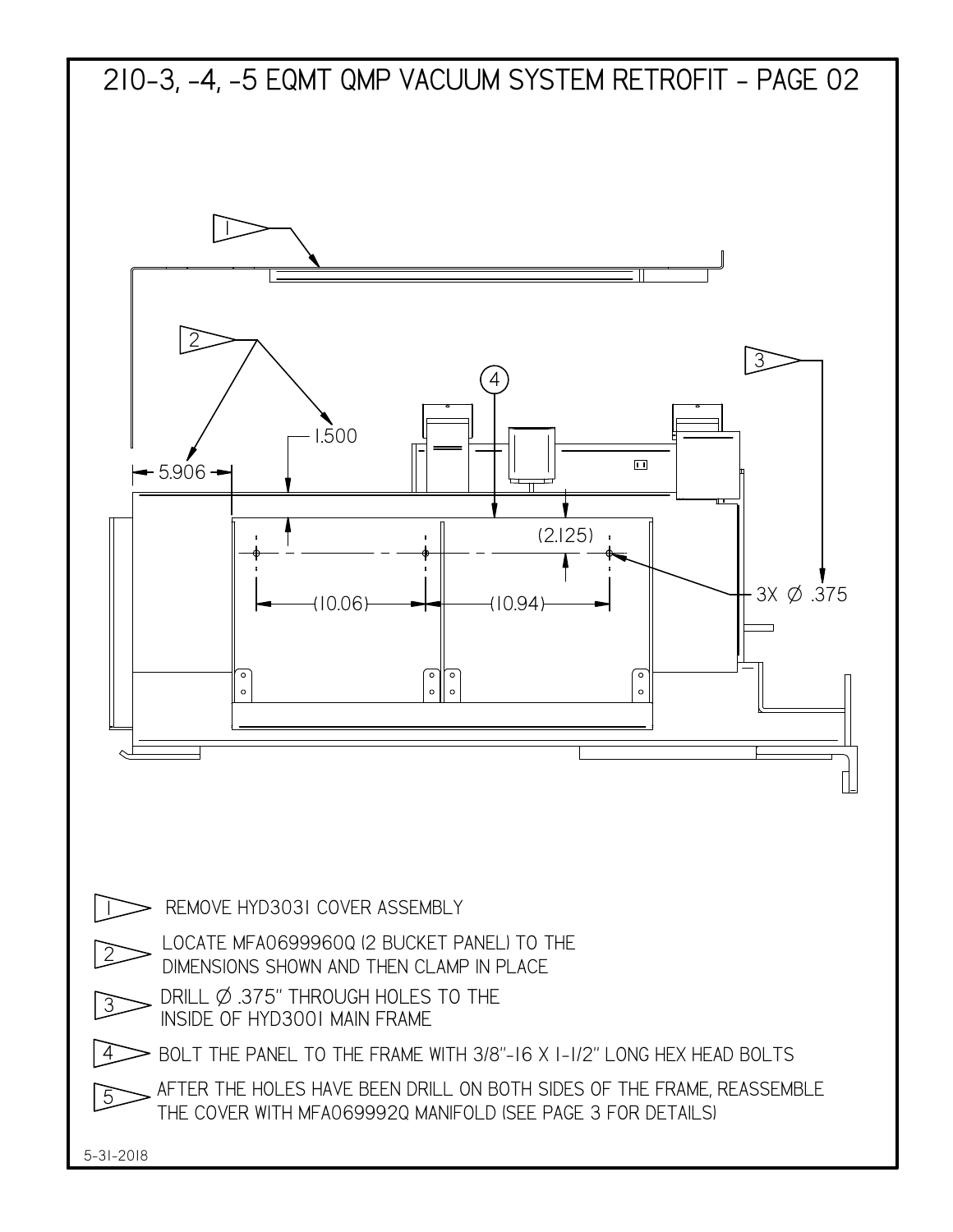# 210-3, -4, -5 EQMT QMP VACUUM SYSTEM RETROFIT - PAGE 02

1.500

5.906

(2.125)

(10.06)

(10.94)

3X Ø .375

1. REMOVE HYD3031 COVER ASSEMBLY
2. LOCATE MFA0699960Q (2 BUCKET PANEL) TO THE DIMENSIONS SHOWN AND THEN CLAMP IN PLACE
3. DRILL Ø .375" THROUGH HOLES TO THE INSIDE OF HYD3001 MAIN FRAME
4. BOLT THE PANEL TO THE FRAME WITH 3/8"-16 X 1-1/2" LONG HEX HEAD BOLTS
5. AFTER THE HOLES HAVE BEEN DRILL ON BOTH SIDES OF THE FRAME, REASSEMBLE THE COVER WITH MFA069992Q MANIFOLD (SEE PAGE 3 FOR DETAILS)

5-31-2018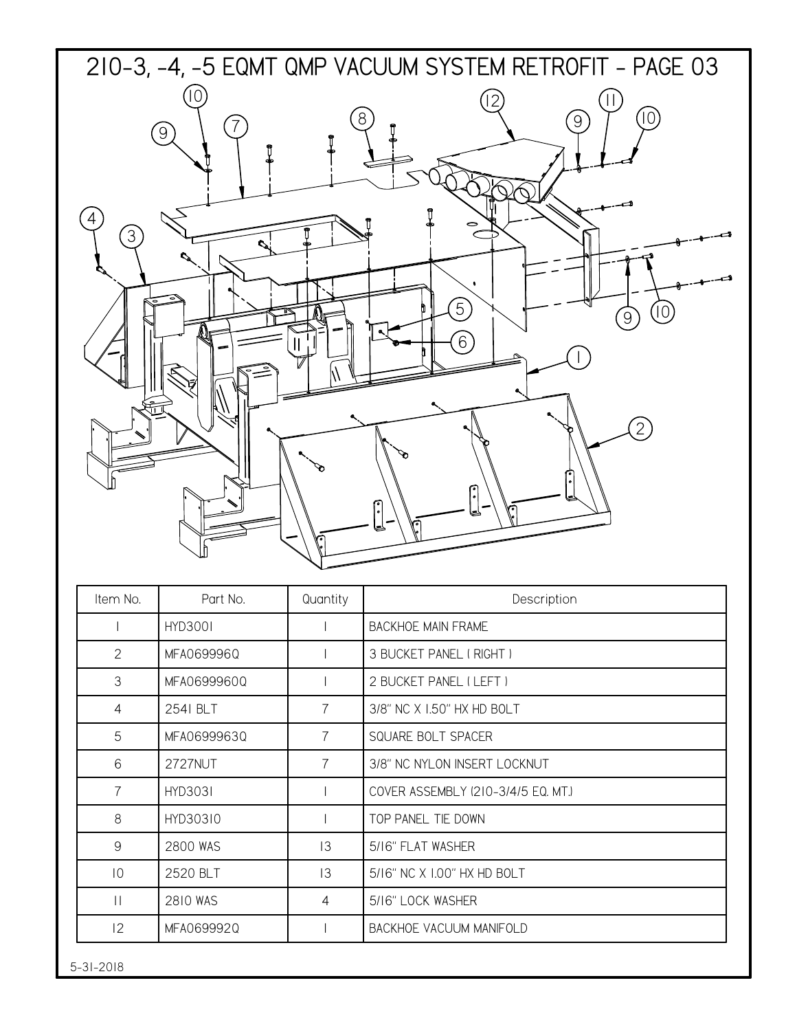# 210-3, -4, -5 EQMT QMP VACUUM SYSTEM RETROFIT - PAGE 03

| Item No. | Part No. | Quantity | Description |
|---|---|---|---|
| 1 | HYD3001 | 1 | BACKHOE MAIN FRAME |
| 2 | MFA069996Q | 1 | 3 BUCKET PANEL ( RIGHT ) |
| 3 | MFA0699960Q | 1 | 2 BUCKET PANEL ( LEFT ) |
| 4 | 2541 BLT | 7 | 3/8" NC X 1.50" HX HD BOLT |
| 5 | MFA0699963Q | 7 | SQUARE BOLT SPACER |
| 6 | 2727NUT | 7 | 3/8" NC NYLON INSERT LOCKNUT |
| 7 | HYD3031 | 1 | COVER ASSEMBLY (210-3/4/5 EQ. MT.) |
| 8 | HYD30310 | 1 | TOP PANEL TIE DOWN |
| 9 | 2800 WAS | 13 | 5/16" FLAT WASHER |
| 10 | 2520 BLT | 13 | 5/16" NC X 1.00" HX HD BOLT |
| 11 | 2810 WAS | 4 | 5/16" LOCK WASHER |
| 12 | MFA069992Q | 1 | BACKHOE VACUUM MANIFOLD |

5-31-2018